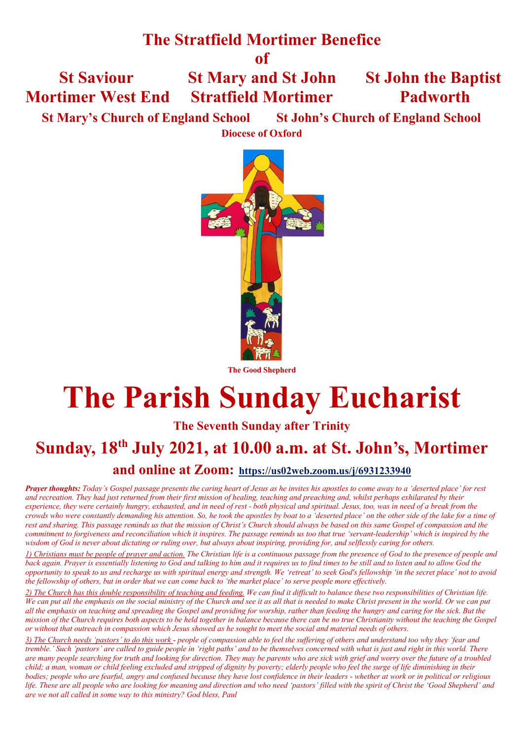# The Stratfield Mortimer Benefice
# of

**St Saviour**
**Mortimer West End**

**St Mary and St John**
**Stratfield Mortimer**

**St John the Baptist**
**Padworth**

**St Mary's Church of England School** **St John's Church of England School**

**Diocese of Oxford**

**The Good Shepherd**

# The Parish Sunday Eucharist

## The Seventh Sunday after Trinity

## Sunday, 18th July 2021, at 10.00 a.m. at St. John's, Mortimer

### and online at Zoom: https://us02web.zoom.us/j/6931233940

***Prayer thoughts:*** *Today's Gospel passage presents the caring heart of Jesus as he invites his apostles to come away to a 'deserted place' for rest and recreation. They had just returned from their first mission of healing, teaching and preaching and, whilst perhaps exhilarated by their experience, they were certainly hungry, exhausted, and in need of rest - both physical and spiritual. Jesus, too, was in need of a break from the crowds who were constantly demanding his attention. So, he took the apostles by boat to a 'deserted place' on the other side of the lake for a time of rest and sharing. This passage reminds us that the mission of Christ's Church should always be based on this same Gospel of compassion and the commitment to forgiveness and reconciliation which it inspires. The passage reminds us too that true 'servant-leadership' which is inspired by the wisdom of God is never about dictating or ruling over, but always about inspiring, providing for, and selflessly caring for others.*

*1) Christians must be people of prayer and action. The Christian life is a continuous passage from the presence of God to the presence of people and back again. Prayer is essentially listening to God and talking to him and it requires us to find times to be still and to listen and to allow God the opportunity to speak to us and recharge us with spiritual energy and strength. We 'retreat' to seek God's fellowship 'in the secret place' not to avoid the fellowship of others, but in order that we can come back to 'the market place' to serve people more effectively.*

*2) The Church has this double responsibility of teaching and feeding. We can find it difficult to balance these two responsibilities of Christian life. We can put all the emphasis on the social ministry of the Church and see it as all that is needed to make Christ present in the world. Or we can put all the emphasis on teaching and spreading the Gospel and providing for worship, rather than feeding the hungry and caring for the sick. But the mission of the Church requires both aspects to be held together in balance because there can be no true Christianity without the teaching the Gospel or without that outreach in compassion which Jesus showed as he sought to meet the social and material needs of others.*

*3) The Church needs 'pastors' to do this work - people of compassion able to feel the suffering of others and understand too why they 'fear and tremble.' Such 'pastors' are called to guide people in 'right paths' and to be themselves concerned with what is just and right in this world. There are many people searching for truth and looking for direction. They may be parents who are sick with grief and worry over the future of a troubled child; a man, woman or child feeling excluded and stripped of dignity by poverty; elderly people who feel the surge of life diminishing in their bodies; people who are fearful, angry and confused because they have lost confidence in their leaders - whether at work or in political or religious life. These are all people who are looking for meaning and direction and who need 'pastors' filled with the spirit of Christ the 'Good Shepherd' and are we not all called in some way to this ministry? God bless, Paul*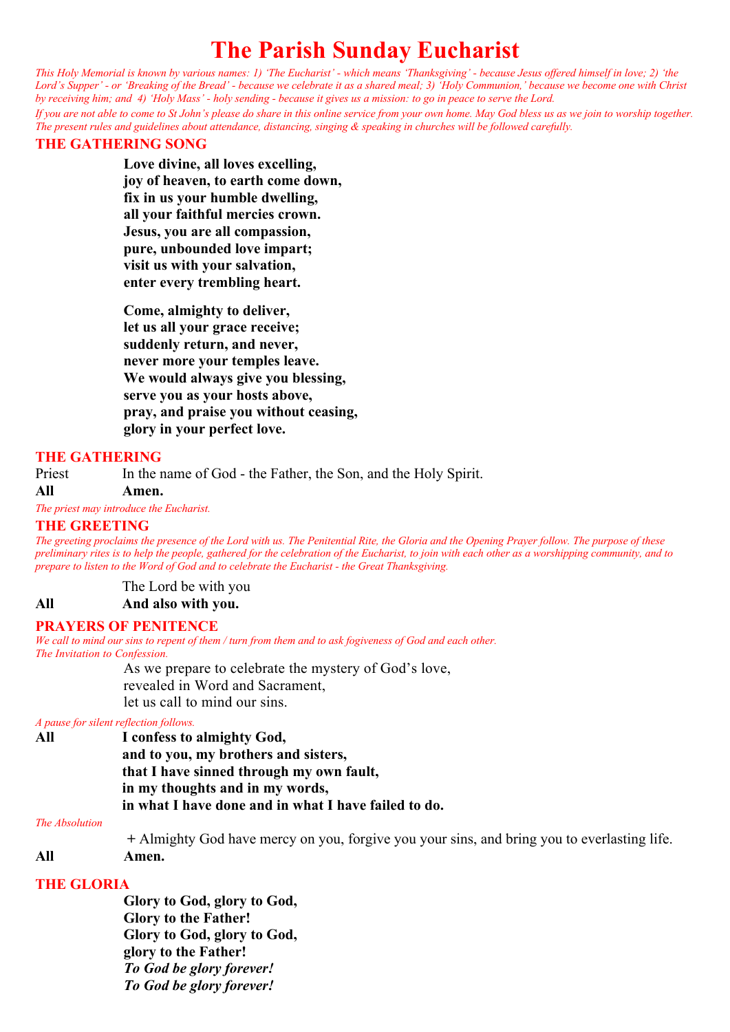# The Parish Sunday Eucharist

*This Holy Memorial is known by various names: 1) 'The Eucharist' - which means 'Thanksgiving' - because Jesus offered himself in love; 2) 'the Lord's Supper' - or 'Breaking of the Bread' - because we celebrate it as a shared meal; 3) 'Holy Communion,' because we become one with Christ by receiving him; and 4) 'Holy Mass' - holy sending - because it gives us a mission: to go in peace to serve the Lord.*

*If you are not able to come to St John's please do share in this online service from your own home. May God bless us as we join to worship together. The present rules and guidelines about attendance, distancing, singing & speaking in churches will be followed carefully.*

## THE GATHERING SONG

**Love divine, all loves excelling,**
**joy of heaven, to earth come down,**
**fix in us your humble dwelling,**
**all your faithful mercies crown.**
**Jesus, you are all compassion,**
**pure, unbounded love impart;**
**visit us with your salvation,**
**enter every trembling heart.**

**Come, almighty to deliver,**
**let us all your grace receive;**
**suddenly return, and never,**
**never more your temples leave.**
**We would always give you blessing,**
**serve you as your hosts above,**
**pray, and praise you without ceasing,**
**glory in your perfect love.**

## THE GATHERING

Priest In the name of God - the Father, the Son, and the Holy Spirit.
**All Amen.**

*The priest may introduce the Eucharist.*

## THE GREETING

*The greeting proclaims the presence of the Lord with us. The Penitential Rite, the Gloria and the Opening Prayer follow. The purpose of these preliminary rites is to help the people, gathered for the celebration of the Eucharist, to join with each other as a worshipping community, and to prepare to listen to the Word of God and to celebrate the Eucharist - the Great Thanksgiving.*

The Lord be with you
**All And also with you.**

## PRAYERS OF PENITENCE

*We call to mind our sins to repent of them / turn from them and to ask fogiveness of God and each other.*
*The Invitation to Confession.*

As we prepare to celebrate the mystery of God's love,
revealed in Word and Sacrament,
let us call to mind our sins.

*A pause for silent reflection follows.*

**All I confess to almighty God,**
**and to you, my brothers and sisters,**
**that I have sinned through my own fault,**
**in my thoughts and in my words,**
**in what I have done and in what I have failed to do.**

*The Absolution*

+ Almighty God have mercy on you, forgive you your sins, and bring you to everlasting life.
**All Amen.**

## THE GLORIA

**Glory to God, glory to God,**
**Glory to the Father!**
**Glory to God, glory to God,**
**glory to the Father!**
***To God be glory forever!***
***To God be glory forever!***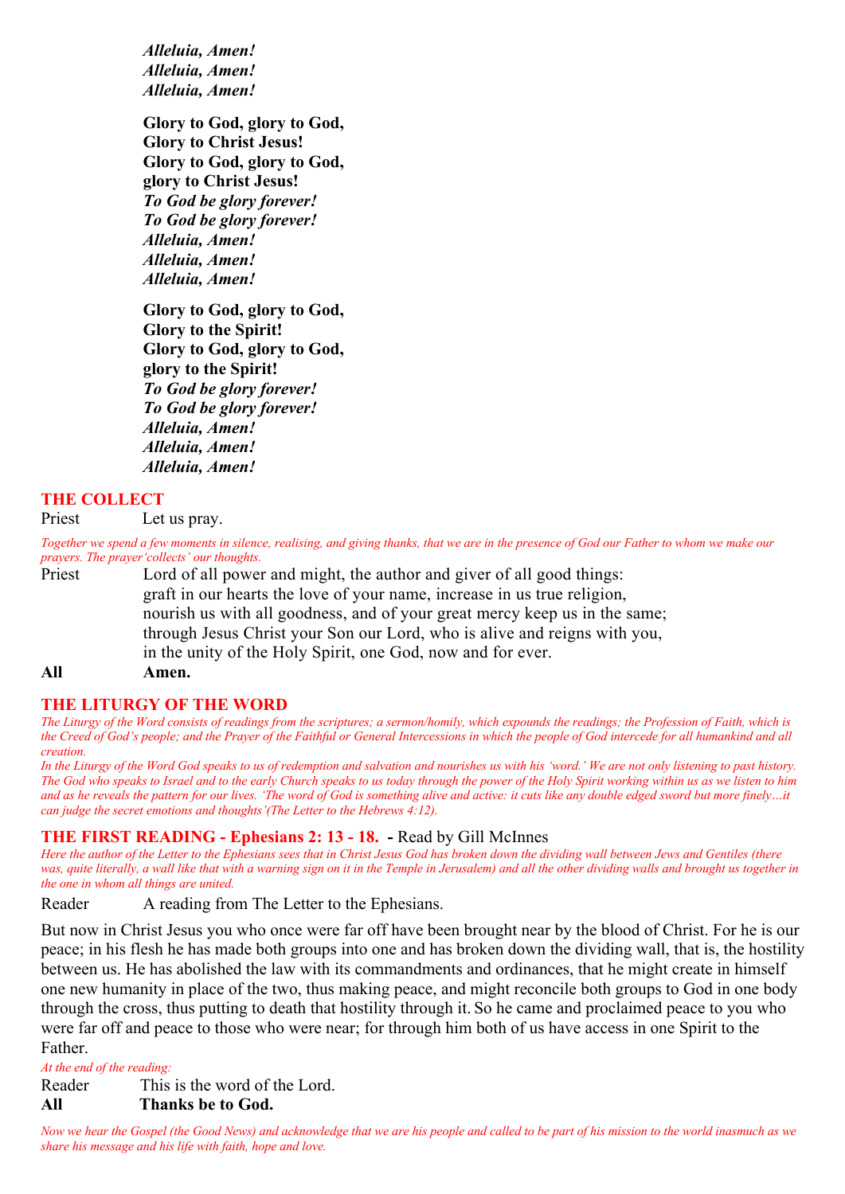***Alleluia, Amen!***
***Alleluia, Amen!***
***Alleluia, Amen!***

**Glory to God, glory to God,**
**Glory to Christ Jesus!**
**Glory to God, glory to God,**
**glory to Christ Jesus!**
***To God be glory forever!***
***To God be glory forever!***
***Alleluia, Amen!***
***Alleluia, Amen!***
***Alleluia, Amen!***

**Glory to God, glory to God,**
**Glory to the Spirit!**
**Glory to God, glory to God,**
**glory to the Spirit!**
***To God be glory forever!***
***To God be glory forever!***
***Alleluia, Amen!***
***Alleluia, Amen!***
***Alleluia, Amen!***

## THE COLLECT

Priest Let us pray.

*Together we spend a few moments in silence, realising, and giving thanks, that we are in the presence of God our Father to whom we make our prayers. The prayer'collects' our thoughts.*

Priest Lord of all power and might, the author and giver of all good things:
graft in our hearts the love of your name, increase in us true religion,
nourish us with all goodness, and of your great mercy keep us in the same;
through Jesus Christ your Son our Lord, who is alive and reigns with you,
in the unity of the Holy Spirit, one God, now and for ever.

**All Amen.**

## THE LITURGY OF THE WORD

*The Liturgy of the Word consists of readings from the scriptures; a sermon/homily, which expounds the readings; the Profession of Faith, which is the Creed of God's people; and the Prayer of the Faithful or General Intercessions in which the people of God intercede for all humankind and all creation.*

*In the Liturgy of the Word God speaks to us of redemption and salvation and nourishes us with his 'word.' We are not only listening to past history. The God who speaks to Israel and to the early Church speaks to us today through the power of the Holy Spirit working within us as we listen to him and as he reveals the pattern for our lives. 'The word of God is something alive and active: it cuts like any double edged sword but more finely…it can judge the secret emotions and thoughts'(The Letter to the Hebrews 4:12).*

## THE FIRST READING - Ephesians 2: 13 - 18. - Read by Gill McInnes

*Here the author of the Letter to the Ephesians sees that in Christ Jesus God has broken down the dividing wall between Jews and Gentiles (there was, quite literally, a wall like that with a warning sign on it in the Temple in Jerusalem) and all the other dividing walls and brought us together in the one in whom all things are united.*

Reader A reading from The Letter to the Ephesians.

But now in Christ Jesus you who once were far off have been brought near by the blood of Christ. For he is our peace; in his flesh he has made both groups into one and has broken down the dividing wall, that is, the hostility between us. He has abolished the law with its commandments and ordinances, that he might create in himself one new humanity in place of the two, thus making peace, and might reconcile both groups to God in one body through the cross, thus putting to death that hostility through it. So he came and proclaimed peace to you who were far off and peace to those who were near; for through him both of us have access in one Spirit to the Father.

*At the end of the reading:*

Reader This is the word of the Lord.

**All Thanks be to God.**

*Now we hear the Gospel (the Good News) and acknowledge that we are his people and called to be part of his mission to the world inasmuch as we share his message and his life with faith, hope and love.*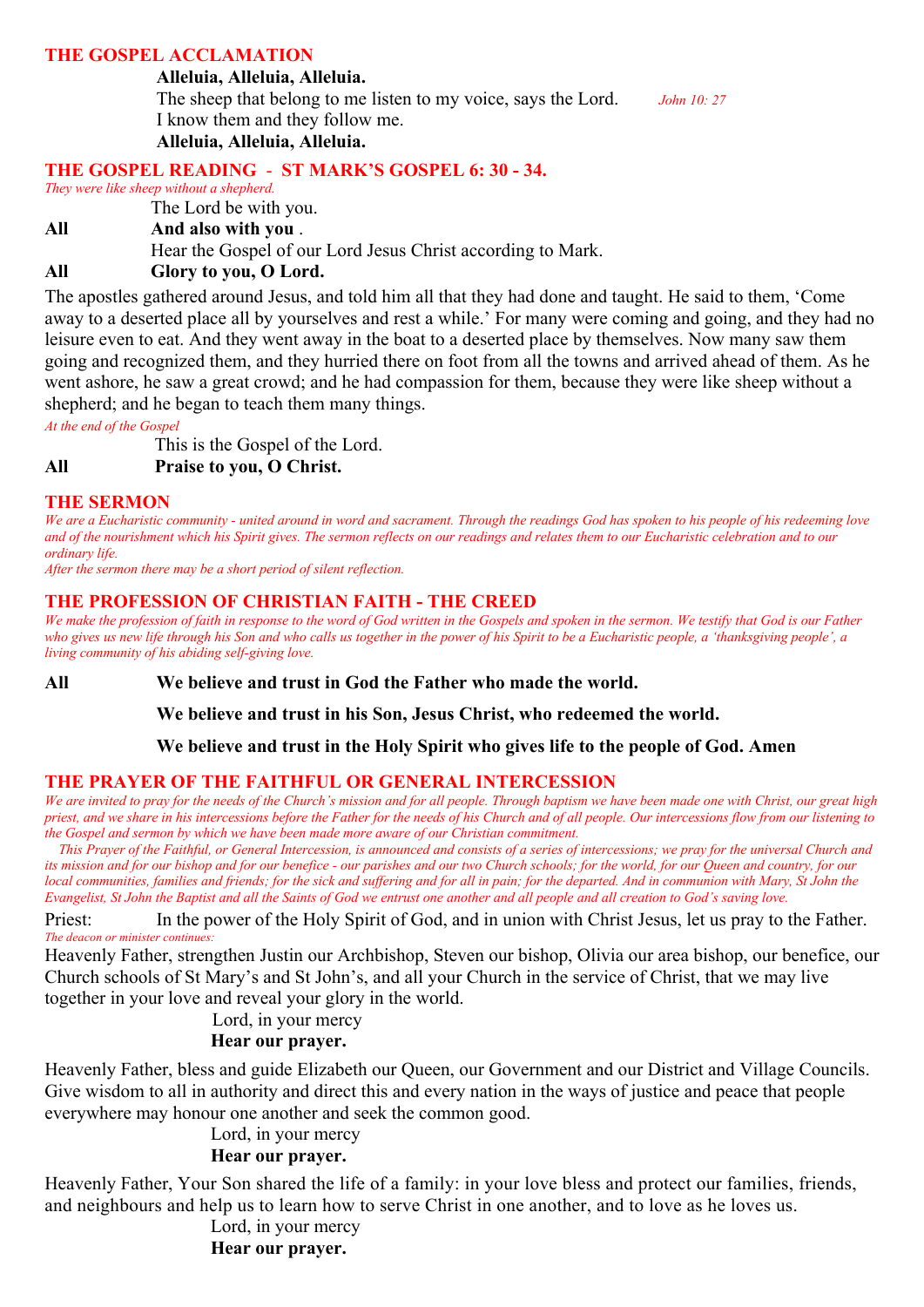## THE GOSPEL ACCLAMATION

**Alleluia, Alleluia, Alleluia.**
The sheep that belong to me listen to my voice, says the Lord. *John 10: 27*
I know them and they follow me.
**Alleluia, Alleluia, Alleluia.**

## THE GOSPEL READING - ST MARK'S GOSPEL 6: 30 - 34.

*They were like sheep without a shepherd.*

The Lord be with you.
**All** **And also with you .**
Hear the Gospel of our Lord Jesus Christ according to Mark.
**All** **Glory to you, O Lord.**

The apostles gathered around Jesus, and told him all that they had done and taught. He said to them, 'Come away to a deserted place all by yourselves and rest a while.' For many were coming and going, and they had no leisure even to eat. And they went away in the boat to a deserted place by themselves. Now many saw them going and recognized them, and they hurried there on foot from all the towns and arrived ahead of them. As he went ashore, he saw a great crowd; and he had compassion for them, because they were like sheep without a shepherd; and he began to teach them many things.

*At the end of the Gospel*

This is the Gospel of the Lord.
**All** **Praise to you, O Christ.**

## THE SERMON

*We are a Eucharistic community - united around in word and sacrament. Through the readings God has spoken to his people of his redeeming love and of the nourishment which his Spirit gives. The sermon reflects on our readings and relates them to our Eucharistic celebration and to our ordinary life.*
*After the sermon there may be a short period of silent reflection.*

## THE PROFESSION OF CHRISTIAN FAITH - THE CREED

*We make the profession of faith in response to the word of God written in the Gospels and spoken in the sermon. We testify that God is our Father who gives us new life through his Son and who calls us together in the power of his Spirit to be a Eucharistic people, a 'thanksgiving people', a living community of his abiding self-giving love.*

**All** **We believe and trust in God the Father who made the world.**

**We believe and trust in his Son, Jesus Christ, who redeemed the world.**

**We believe and trust in the Holy Spirit who gives life to the people of God. Amen**

## THE PRAYER OF THE FAITHFUL OR GENERAL INTERCESSION

*We are invited to pray for the needs of the Church's mission and for all people. Through baptism we have been made one with Christ, our great high priest, and we share in his intercessions before the Father for the needs of his Church and of all people. Our intercessions flow from our listening to the Gospel and sermon by which we have been made more aware of our Christian commitment.*
*This Prayer of the Faithful, or General Intercession, is announced and consists of a series of intercessions; we pray for the universal Church and its mission and for our bishop and for our benefice - our parishes and our two Church schools; for the world, for our Queen and country, for our local communities, families and friends; for the sick and suffering and for all in pain; for the departed. And in communion with Mary, St John the Evangelist, St John the Baptist and all the Saints of God we entrust one another and all people and all creation to God's saving love.*

Priest: In the power of the Holy Spirit of God, and in union with Christ Jesus, let us pray to the Father.
*The deacon or minister continues:*

Heavenly Father, strengthen Justin our Archbishop, Steven our bishop, Olivia our area bishop, our benefice, our Church schools of St Mary's and St John's, and all your Church in the service of Christ, that we may live together in your love and reveal your glory in the world.

Lord, in your mercy
**Hear our prayer.**

Heavenly Father, bless and guide Elizabeth our Queen, our Government and our District and Village Councils. Give wisdom to all in authority and direct this and every nation in the ways of justice and peace that people everywhere may honour one another and seek the common good.

Lord, in your mercy
**Hear our prayer.**

Heavenly Father, Your Son shared the life of a family: in your love bless and protect our families, friends, and neighbours and help us to learn how to serve Christ in one another, and to love as he loves us.

Lord, in your mercy
**Hear our prayer.**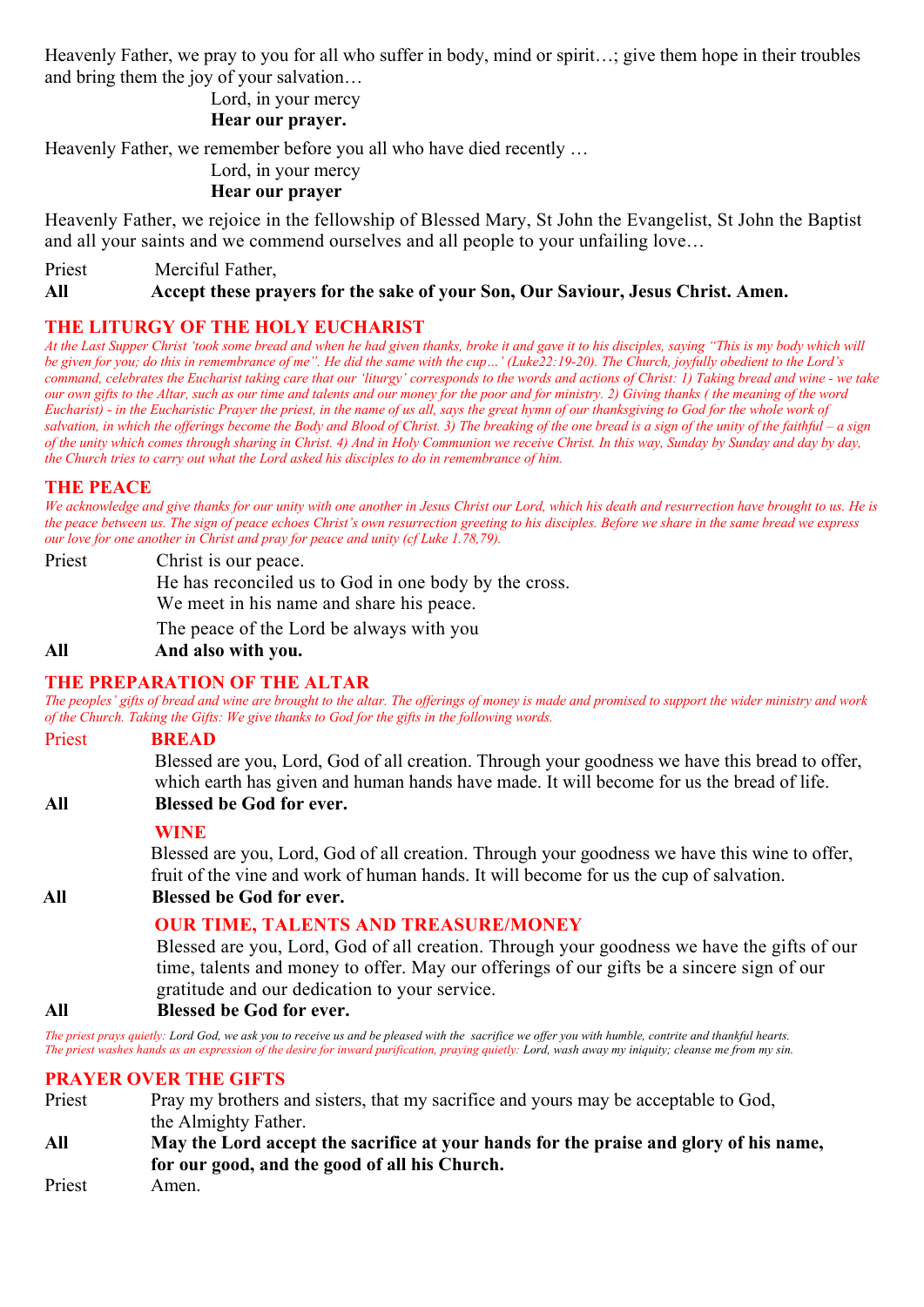Heavenly Father, we pray to you for all who suffer in body, mind or spirit…; give them hope in their troubles and bring them the joy of your salvation…

Lord, in your mercy
**Hear our prayer.**

Heavenly Father, we remember before you all who have died recently …

Lord, in your mercy
**Hear our prayer**

Heavenly Father, we rejoice in the fellowship of Blessed Mary, St John the Evangelist, St John the Baptist and all your saints and we commend ourselves and all people to your unfailing love…

Priest Merciful Father,
**All Accept these prayers for the sake of your Son, Our Saviour, Jesus Christ. Amen.**

## THE LITURGY OF THE HOLY EUCHARIST

*At the Last Supper Christ 'took some bread and when he had given thanks, broke it and gave it to his disciples, saying "This is my body which will be given for you; do this in remembrance of me". He did the same with the cup…' (Luke22:19-20). The Church, joyfully obedient to the Lord's command, celebrates the Eucharist taking care that our 'liturgy' corresponds to the words and actions of Christ: 1) Taking bread and wine - we take our own gifts to the Altar, such as our time and talents and our money for the poor and for ministry. 2) Giving thanks ( the meaning of the word Eucharist) - in the Eucharistic Prayer the priest, in the name of us all, says the great hymn of our thanksgiving to God for the whole work of salvation, in which the offerings become the Body and Blood of Christ. 3) The breaking of the one bread is a sign of the unity of the faithful – a sign of the unity which comes through sharing in Christ. 4) And in Holy Communion we receive Christ. In this way, Sunday by Sunday and day by day, the Church tries to carry out what the Lord asked his disciples to do in remembrance of him.*

## THE PEACE

*We acknowledge and give thanks for our unity with one another in Jesus Christ our Lord, which his death and resurrection have brought to us. He is the peace between us. The sign of peace echoes Christ's own resurrection greeting to his disciples. Before we share in the same bread we express our love for one another in Christ and pray for peace and unity (cf Luke 1.78,79).*

Priest Christ is our peace.
He has reconciled us to God in one body by the cross.
We meet in his name and share his peace.
The peace of the Lord be always with you
**All And also with you.**

## THE PREPARATION OF THE ALTAR

*The peoples' gifts of bread and wine are brought to the altar. The offerings of money is made and promised to support the wider ministry and work of the Church. Taking the Gifts: We give thanks to God for the gifts in the following words.*

Priest **BREAD**
Blessed are you, Lord, God of all creation. Through your goodness we have this bread to offer, which earth has given and human hands have made. It will become for us the bread of life.
**All Blessed be God for ever.**

**WINE**
Blessed are you, Lord, God of all creation. Through your goodness we have this wine to offer, fruit of the vine and work of human hands. It will become for us the cup of salvation.
**All Blessed be God for ever.**

**OUR TIME, TALENTS AND TREASURE/MONEY**
Blessed are you, Lord, God of all creation. Through your goodness we have the gifts of our time, talents and money to offer. May our offerings of our gifts be a sincere sign of our gratitude and our dedication to your service.
**All Blessed be God for ever.**

*The priest prays quietly: Lord God, we ask you to receive us and be pleased with the sacrifice we offer you with humble, contrite and thankful hearts.*
*The priest washes hands as an expression of the desire for inward purification, praying quietly: Lord, wash away my iniquity; cleanse me from my sin.*

## PRAYER OVER THE GIFTS

Priest Pray my brothers and sisters, that my sacrifice and yours may be acceptable to God, the Almighty Father.
**All May the Lord accept the sacrifice at your hands for the praise and glory of his name, for our good, and the good of all his Church.**
Priest Amen.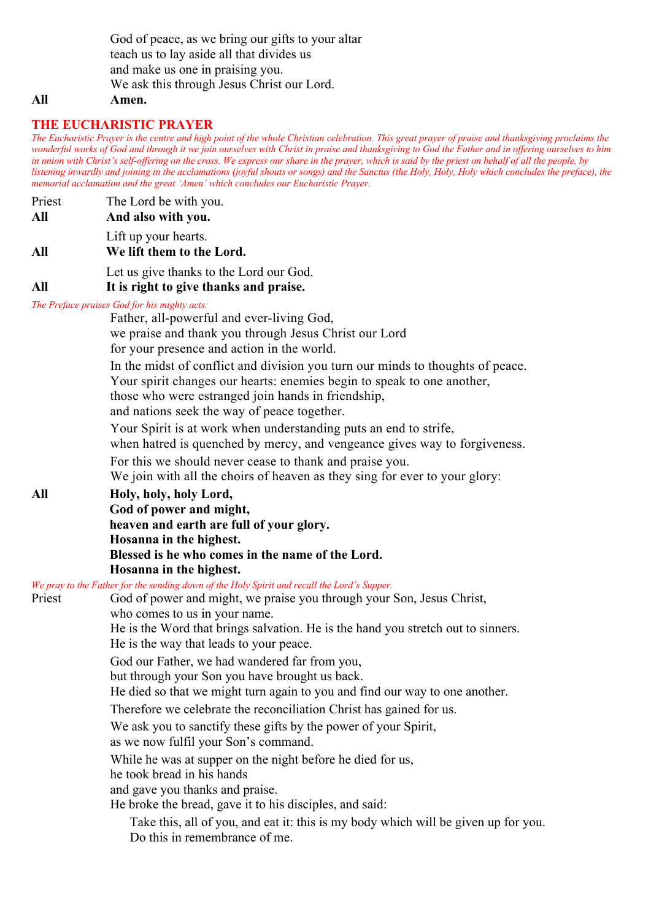God of peace, as we bring our gifts to your altar
teach us to lay aside all that divides us
and make us one in praising you.
We ask this through Jesus Christ our Lord.

**All** **Amen.**

## THE EUCHARISTIC PRAYER

*The Eucharistic Prayer is the centre and high point of the whole Christian celebration. This great prayer of praise and thanksgiving proclaims the wonderful works of God and through it we join ourselves with Christ in praise and thanksgiving to God the Father and in offering ourselves to him in union with Christ's self-offering on the cross. We express our share in the prayer, which is said by the priest on behalf of all the people, by listening inwardly and joining in the acclamations (joyful shouts or songs) and the Sanctus (the Holy, Holy, Holy which concludes the preface), the memorial acclamation and the great 'Amen' which concludes our Eucharistic Prayer.*

Priest The Lord be with you.
**All** **And also with you.**

Lift up your hearts.
**All** **We lift them to the Lord.**

Let us give thanks to the Lord our God.
**All** **It is right to give thanks and praise.**

*The Preface praises God for his mighty acts:*

Father, all-powerful and ever-living God,
we praise and thank you through Jesus Christ our Lord
for your presence and action in the world.

In the midst of conflict and division you turn our minds to thoughts of peace.
Your spirit changes our hearts: enemies begin to speak to one another,
those who were estranged join hands in friendship,
and nations seek the way of peace together.

Your Spirit is at work when understanding puts an end to strife,
when hatred is quenched by mercy, and vengeance gives way to forgiveness.

For this we should never cease to thank and praise you.
We join with all the choirs of heaven as they sing for ever to your glory:

**All** **Holy, holy, holy Lord,**
**God of power and might,**
**heaven and earth are full of your glory.**
**Hosanna in the highest.**
**Blessed is he who comes in the name of the Lord.**
**Hosanna in the highest.**

*We pray to the Father for the sending down of the Holy Spirit and recall the Lord's Supper.*

Priest God of power and might, we praise you through your Son, Jesus Christ,
who comes to us in your name.
He is the Word that brings salvation. He is the hand you stretch out to sinners.
He is the way that leads to your peace.

God our Father, we had wandered far from you,
but through your Son you have brought us back.
He died so that we might turn again to you and find our way to one another.

Therefore we celebrate the reconciliation Christ has gained for us.

We ask you to sanctify these gifts by the power of your Spirit,
as we now fulfil your Son's command.

While he was at supper on the night before he died for us,
he took bread in his hands
and gave you thanks and praise.
He broke the bread, gave it to his disciples, and said:

> Take this, all of you, and eat it: this is my body which will be given up for you.
> Do this in remembrance of me.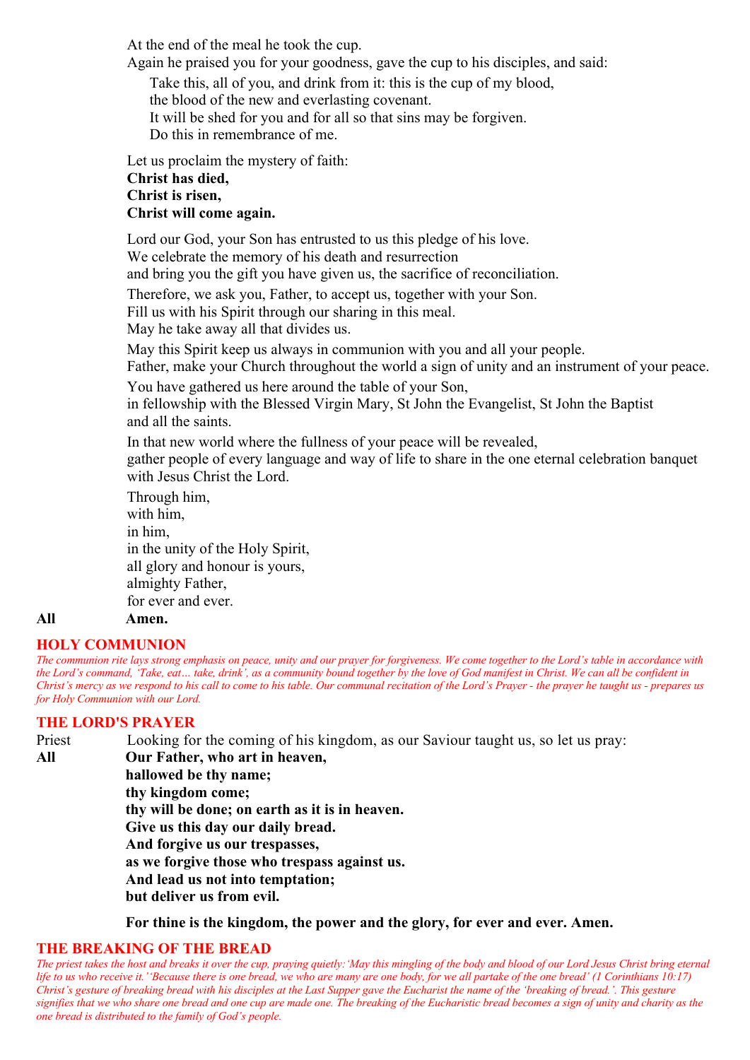At the end of the meal he took the cup.
Again he praised you for your goodness, gave the cup to his disciples, and said:

> Take this, all of you, and drink from it: this is the cup of my blood,
> the blood of the new and everlasting covenant.
> It will be shed for you and for all so that sins may be forgiven.
> Do this in remembrance of me.

Let us proclaim the mystery of faith:
**Christ has died,**
**Christ is risen,**
**Christ will come again.**

Lord our God, your Son has entrusted to us this pledge of his love.
We celebrate the memory of his death and resurrection
and bring you the gift you have given us, the sacrifice of reconciliation.

Therefore, we ask you, Father, to accept us, together with your Son.
Fill us with his Spirit through our sharing in this meal.
May he take away all that divides us.

May this Spirit keep us always in communion with you and all your people.
Father, make your Church throughout the world a sign of unity and an instrument of your peace.

You have gathered us here around the table of your Son,
in fellowship with the Blessed Virgin Mary, St John the Evangelist, St John the Baptist
and all the saints.

In that new world where the fullness of your peace will be revealed,
gather people of every language and way of life to share in the one eternal celebration banquet
with Jesus Christ the Lord.

Through him,
with him,
in him,
in the unity of the Holy Spirit,
all glory and honour is yours,
almighty Father,
for ever and ever.

**All** **Amen.**

## HOLY COMMUNION

*The communion rite lays strong emphasis on peace, unity and our prayer for forgiveness. We come together to the Lord's table in accordance with the Lord's command, 'Take, eat… take, drink', as a community bound together by the love of God manifest in Christ. We can all be confident in Christ's mercy as we respond to his call to come to his table. Our communal recitation of the Lord's Prayer - the prayer he taught us - prepares us for Holy Communion with our Lord.*

## THE LORD'S PRAYER

Priest Looking for the coming of his kingdom, as our Saviour taught us, so let us pray:

**All** **Our Father, who art in heaven,**
**hallowed be thy name;**
**thy kingdom come;**
**thy will be done; on earth as it is in heaven.**
**Give us this day our daily bread.**
**And forgive us our trespasses,**
**as we forgive those who trespass against us.**
**And lead us not into temptation;**
**but deliver us from evil.**

**For thine is the kingdom, the power and the glory, for ever and ever. Amen.**

## THE BREAKING OF THE BREAD

*The priest takes the host and breaks it over the cup, praying quietly:'May this mingling of the body and blood of our Lord Jesus Christ bring eternal life to us who receive it.''Because there is one bread, we who are many are one body, for we all partake of the one bread' (1 Corinthians 10:17) Christ's gesture of breaking bread with his disciples at the Last Supper gave the Eucharist the name of the 'breaking of bread.'. This gesture signifies that we who share one bread and one cup are made one. The breaking of the Eucharistic bread becomes a sign of unity and charity as the one bread is distributed to the family of God's people.*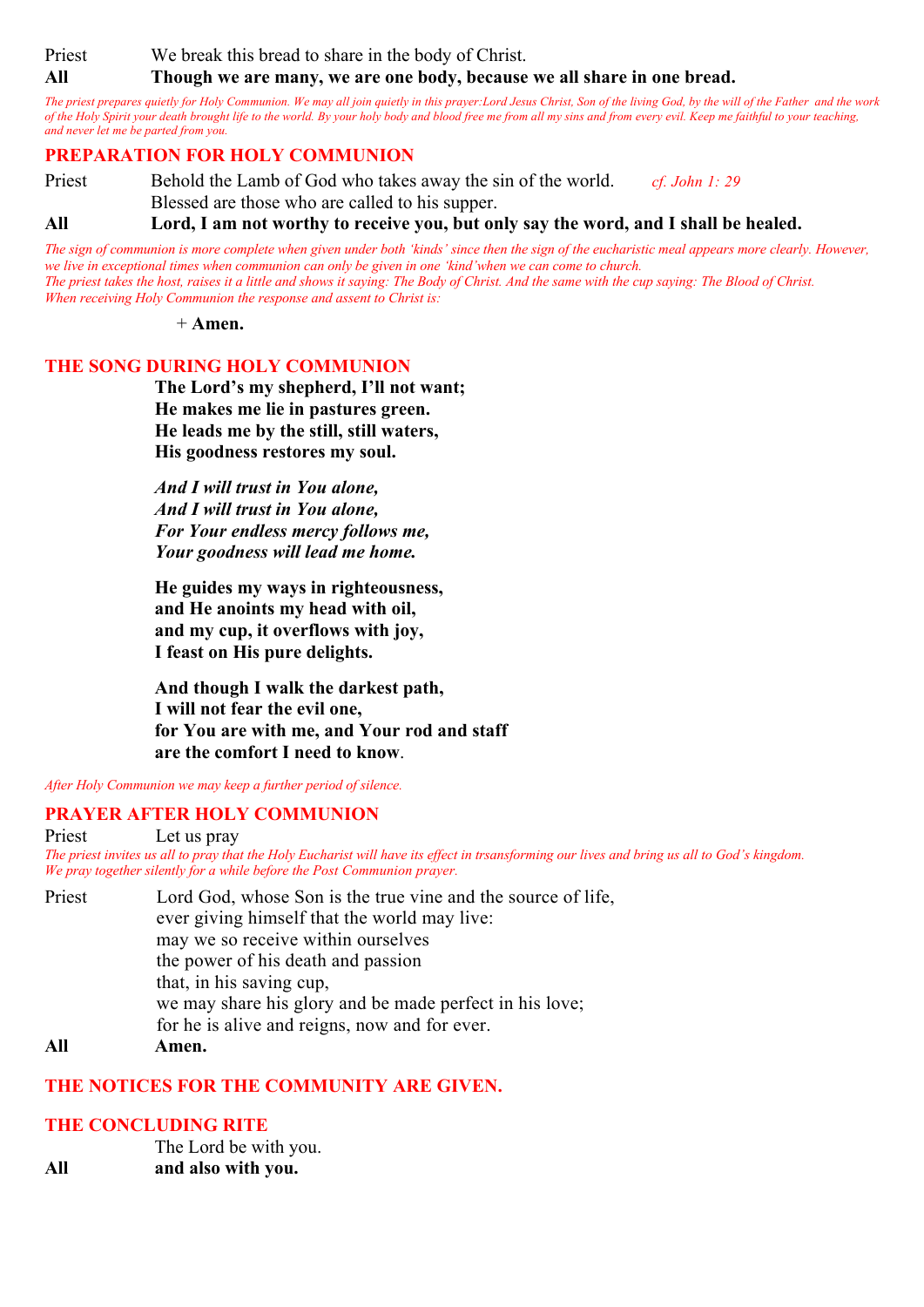Priest We break this bread to share in the body of Christ.

**All Though we are many, we are one body, because we all share in one bread.**

*The priest prepares quietly for Holy Communion. We may all join quietly in this prayer:Lord Jesus Christ, Son of the living God, by the will of the Father and the work of the Holy Spirit your death brought life to the world. By your holy body and blood free me from all my sins and from every evil. Keep me faithful to your teaching, and never let me be parted from you.*

## PREPARATION FOR HOLY COMMUNION

Priest Behold the Lamb of God who takes away the sin of the world. *cf. John 1: 29*
Blessed are those who are called to his supper.

**All Lord, I am not worthy to receive you, but only say the word, and I shall be healed.**

*The sign of communion is more complete when given under both 'kinds' since then the sign of the eucharistic meal appears more clearly. However, we live in exceptional times when communion can only be given in one 'kind'when we can come to church.*
*The priest takes the host, raises it a little and shows it saying: The Body of Christ. And the same with the cup saying: The Blood of Christ.*
*When receiving Holy Communion the response and assent to Christ is:*

+ **Amen.**

## THE SONG DURING HOLY COMMUNION

**The Lord's my shepherd, I'll not want;**
**He makes me lie in pastures green.**
**He leads me by the still, still waters,**
**His goodness restores my soul.**

***And I will trust in You alone,***
***And I will trust in You alone,***
***For Your endless mercy follows me,***
***Your goodness will lead me home.***

**He guides my ways in righteousness,**
**and He anoints my head with oil,**
**and my cup, it overflows with joy,**
**I feast on His pure delights.**

**And though I walk the darkest path,**
**I will not fear the evil one,**
**for You are with me, and Your rod and staff**
**are the comfort I need to know**.

*After Holy Communion we may keep a further period of silence.*

## PRAYER AFTER HOLY COMMUNION

Priest Let us pray

*The priest invites us all to pray that the Holy Eucharist will have its effect in trsansforming our lives and bring us all to God's kingdom.*
*We pray together silently for a while before the Post Communion prayer.*

Priest Lord God, whose Son is the true vine and the source of life,
ever giving himself that the world may live:
may we so receive within ourselves
the power of his death and passion
that, in his saving cup,
we may share his glory and be made perfect in his love;
for he is alive and reigns, now and for ever.

**All Amen.**

## THE NOTICES FOR THE COMMUNITY ARE GIVEN.

## THE CONCLUDING RITE

The Lord be with you.

**All and also with you.**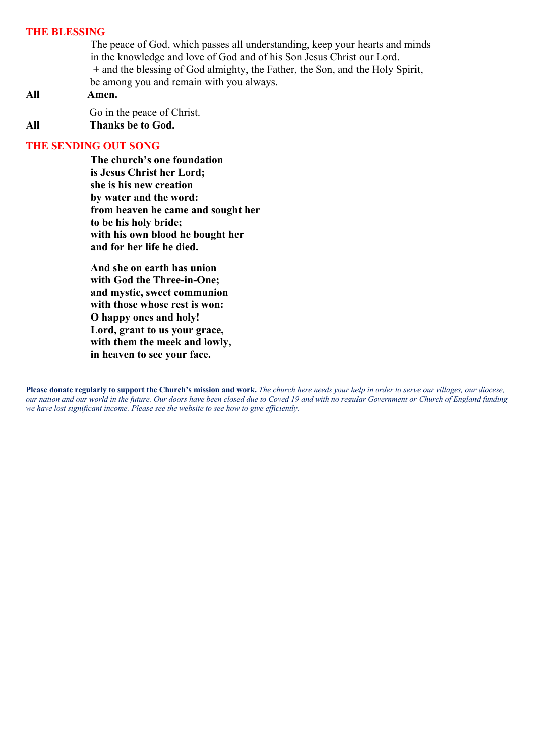## THE BLESSING

The peace of God, which passes all understanding, keep your hearts and minds
in the knowledge and love of God and of his Son Jesus Christ our Lord.
+ and the blessing of God almighty, the Father, the Son, and the Holy Spirit,
be among you and remain with you always.

**All** **Amen.**

Go in the peace of Christ.

**All** **Thanks be to God.**

## THE SENDING OUT SONG

**The church's one foundation**
**is Jesus Christ her Lord;**
**she is his new creation**
**by water and the word:**
**from heaven he came and sought her**
**to be his holy bride;**
**with his own blood he bought her**
**and for her life he died.**

**And she on earth has union**
**with God the Three-in-One;**
**and mystic, sweet communion**
**with those whose rest is won:**
**O happy ones and holy!**
**Lord, grant to us your grace,**
**with them the meek and lowly,**
**in heaven to see your face.**

**Please donate regularly to support the Church's mission and work.** *The church here needs your help in order to serve our villages, our diocese, our nation and our world in the future. Our doors have been closed due to Coved 19 and with no regular Government or Church of England funding we have lost significant income. Please see the website to see how to give efficiently.*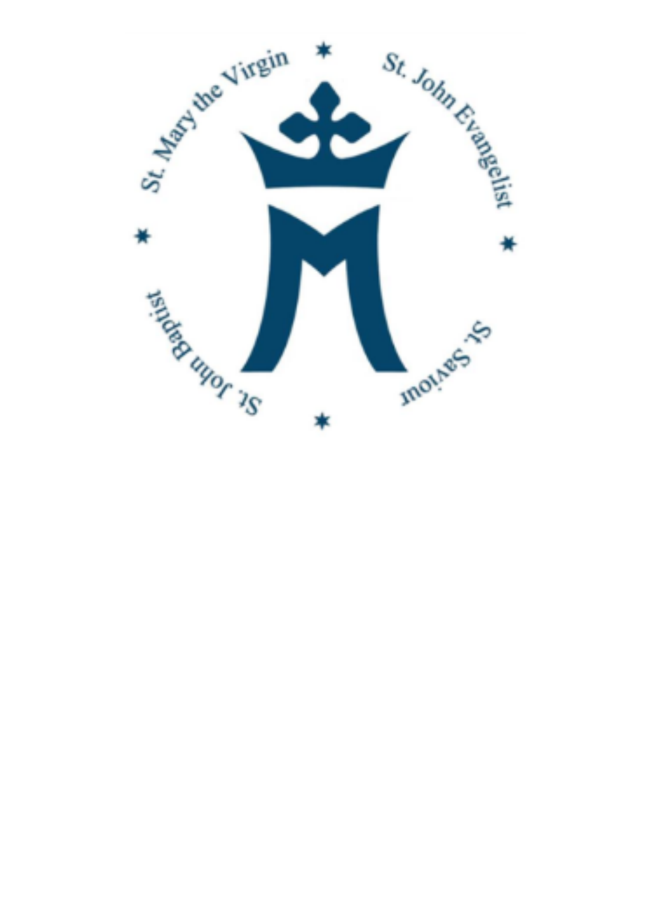St. Mary the Virgin ★ St. John Evangelist ★ St. Saviour ★ St. John Baptist ★